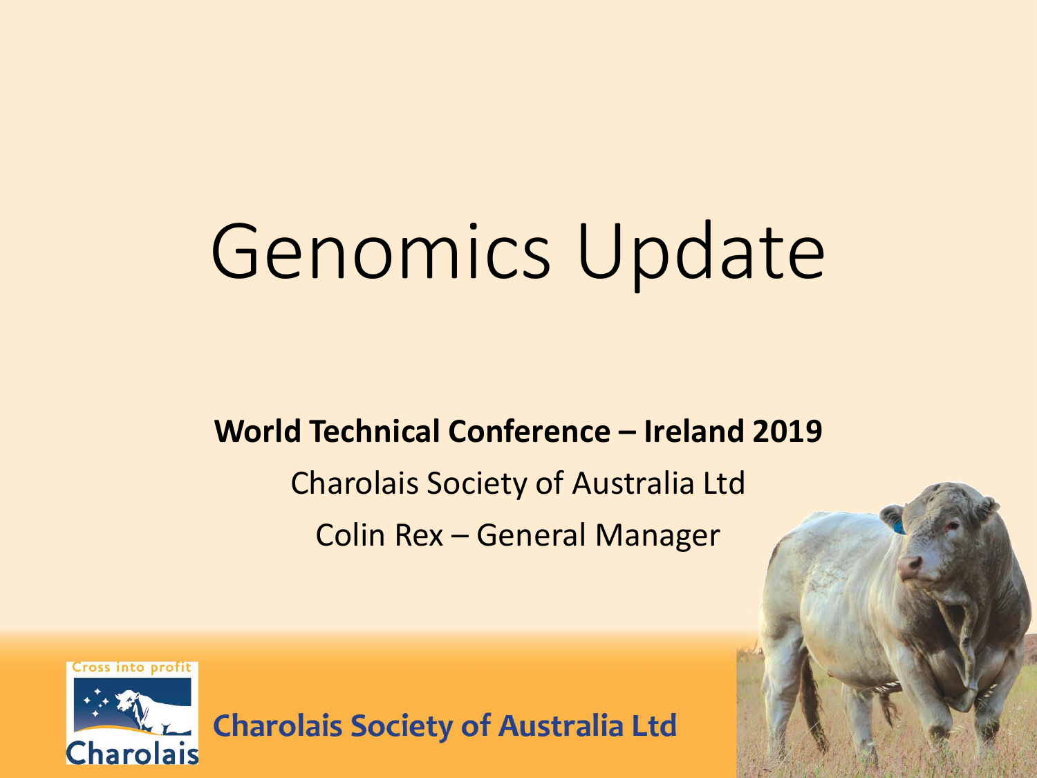# Genomics Update

**World Technical Conference – Ireland 2019**

Charolais Society of Australia Ltd

Colin Rex – General Manager

Cross into profit

Charolais

Charolais Society of Australia Ltd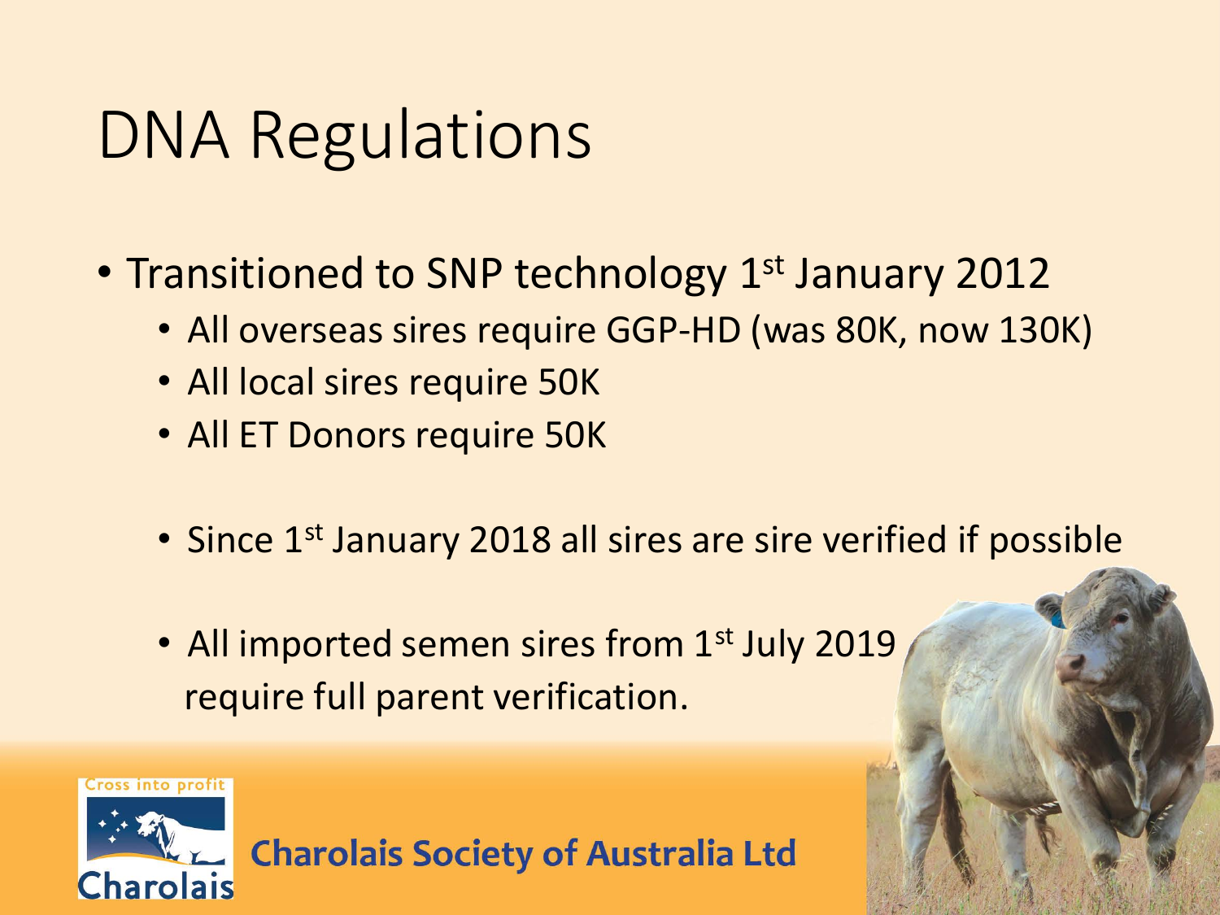# DNA Regulations

- Transitioned to SNP technology 1st January 2012
  - All overseas sires require GGP-HD (was 80K, now 130K)
  - All local sires require 50K
  - All ET Donors require 50K

  - Since 1st January 2018 all sires are sire verified if possible

  - All imported semen sires from 1st July 2019 require full parent verification.

Cross into profit

Charolais

**Charolais Society of Australia Ltd**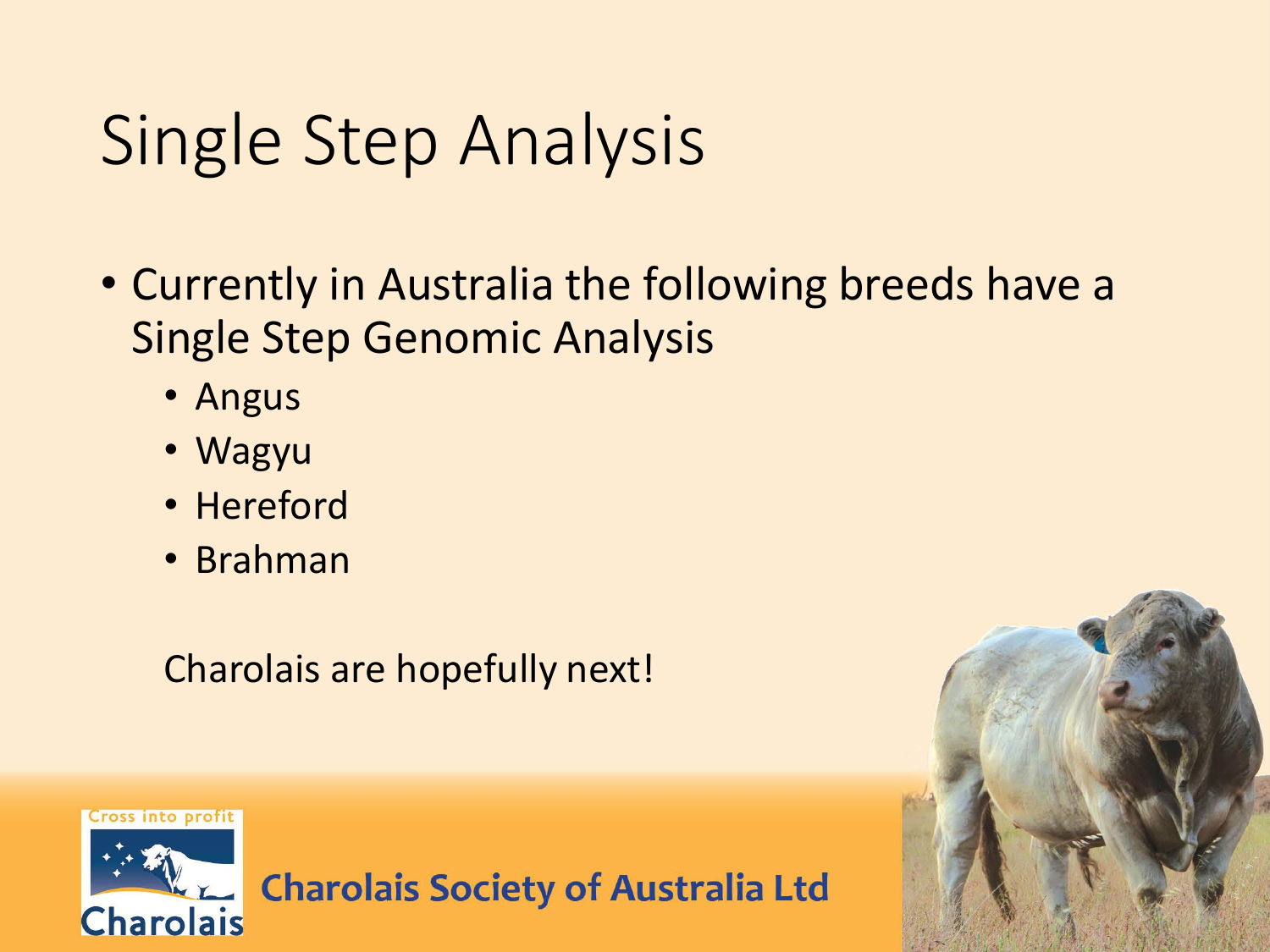# Single Step Analysis

- Currently in Australia the following breeds have a Single Step Genomic Analysis
  - Angus
  - Wagyu
  - Hereford
  - Brahman

Charolais are hopefully next!

Charolais Society of Australia Ltd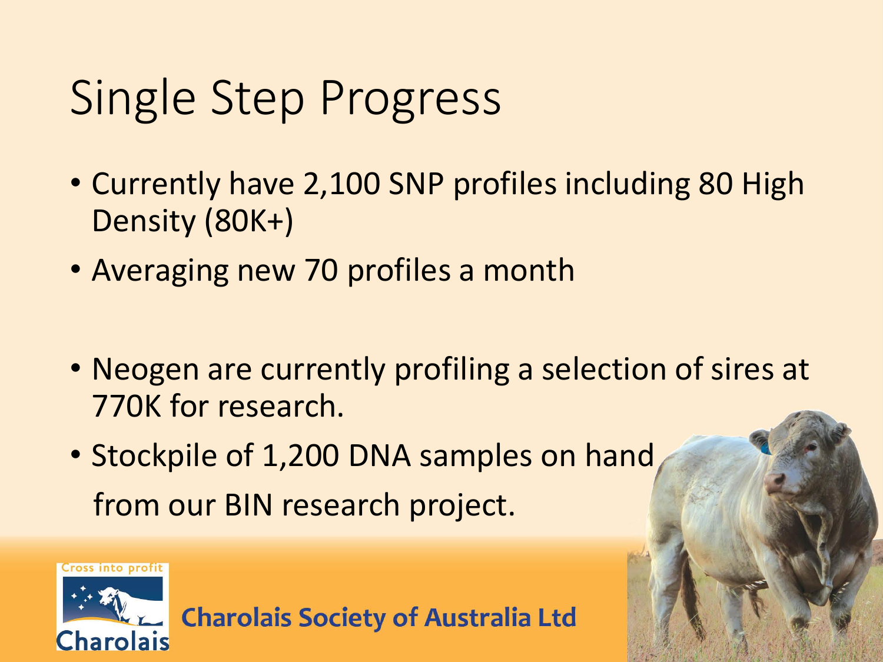# Single Step Progress

- Currently have 2,100 SNP profiles including 80 High Density (80K+)
- Averaging new 70 profiles a month

- Neogen are currently profiling a selection of sires at 770K for research.
- Stockpile of 1,200 DNA samples on hand from our BIN research project.

Charolais Society of Australia Ltd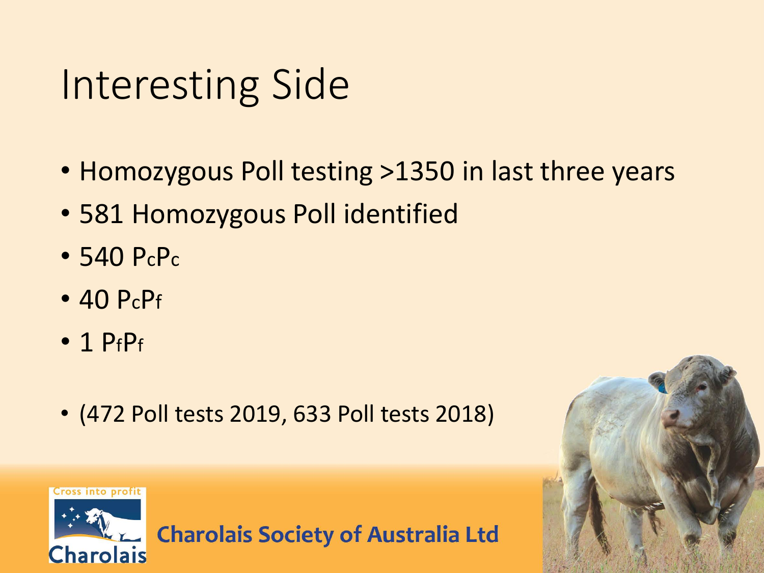# Interesting Side

- Homozygous Poll testing >1350 in last three years
- 581 Homozygous Poll identified
- 540 $P_cP_c$
- 40 $P_cP_f$
- 1 $P_fP_f$

- (472 Poll tests 2019, 633 Poll tests 2018)

Charolais Society of Australia Ltd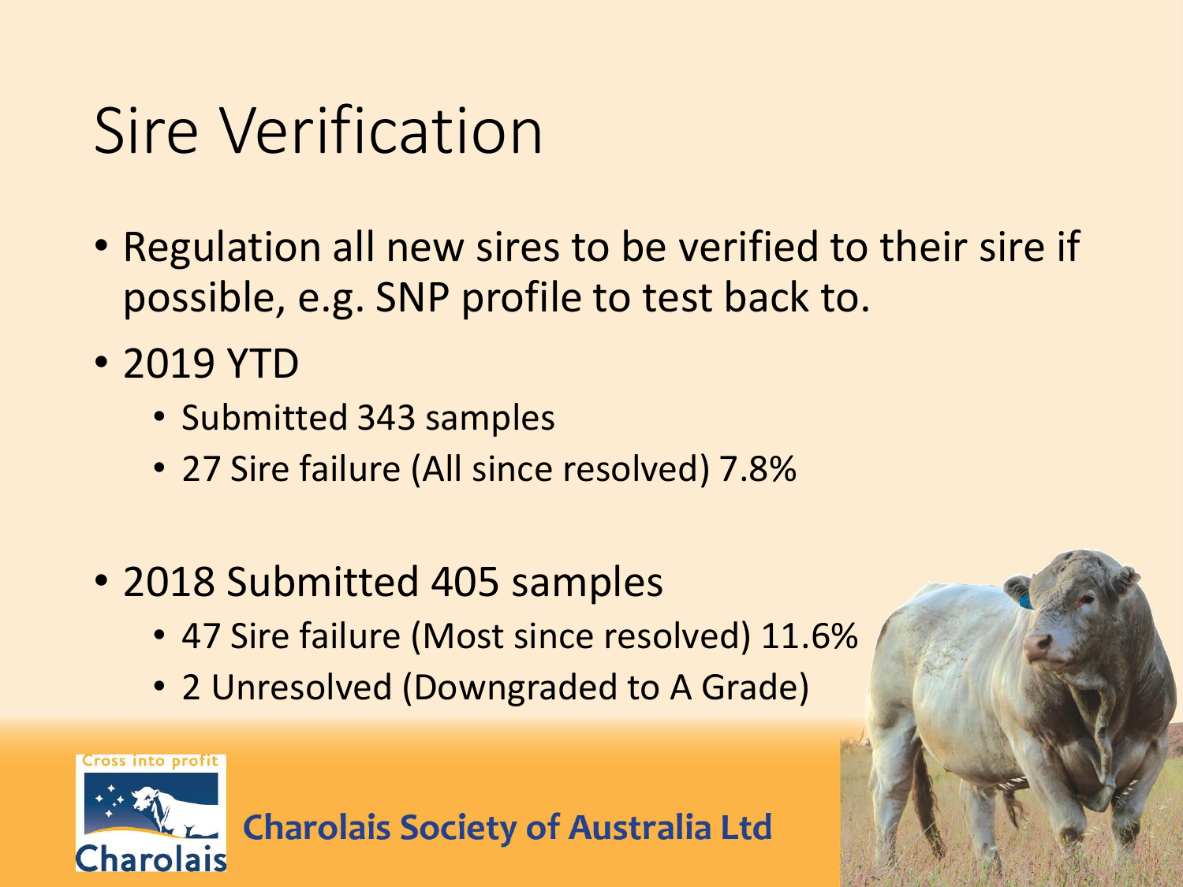# Sire Verification

- Regulation all new sires to be verified to their sire if possible, e.g. SNP profile to test back to.
- 2019 YTD
  - Submitted 343 samples
  - 27 Sire failure (All since resolved) 7.8%
- 2018 Submitted 405 samples
  - 47 Sire failure (Most since resolved) 11.6%
  - 2 Unresolved (Downgraded to A Grade)

Charolais Society of Australia Ltd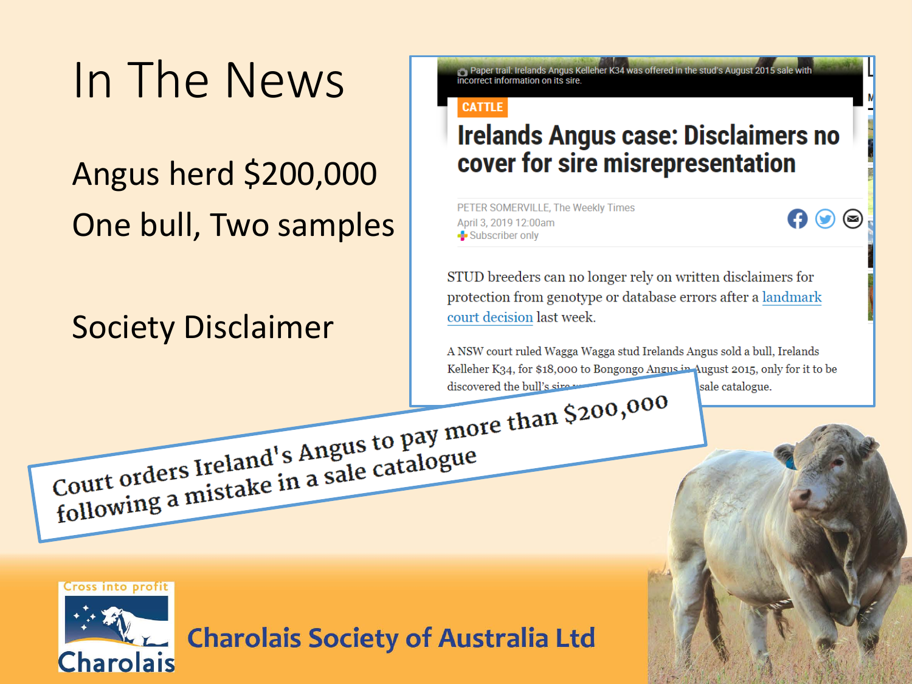# In The News

Angus herd $200,000

One bull, Two samples

Society Disclaimer

Paper trail: Irelands Angus Kelleher K34 was offered in the stud's August 2015 sale with incorrect information on its sire.

CATTLE

## Irelands Angus case: Disclaimers no cover for sire misrepresentation

PETER SOMERVILLE, The Weekly Times

April 3, 2019 12:00am

Subscriber only

STUD breeders can no longer rely on written disclaimers for protection from genotype or database errors after a landmark court decision last week.

A NSW court ruled Wagga Wagga stud Irelands Angus sold a bull, Irelands Kelleher K34, for $18,000 to Bongongo Angus in August 2015, only for it to be discovered the bull's sire ... sale catalogue.

Court orders Ireland's Angus to pay more than $200,000 following a mistake in a sale catalogue

Cross into profit

Charolais

Charolais Society of Australia Ltd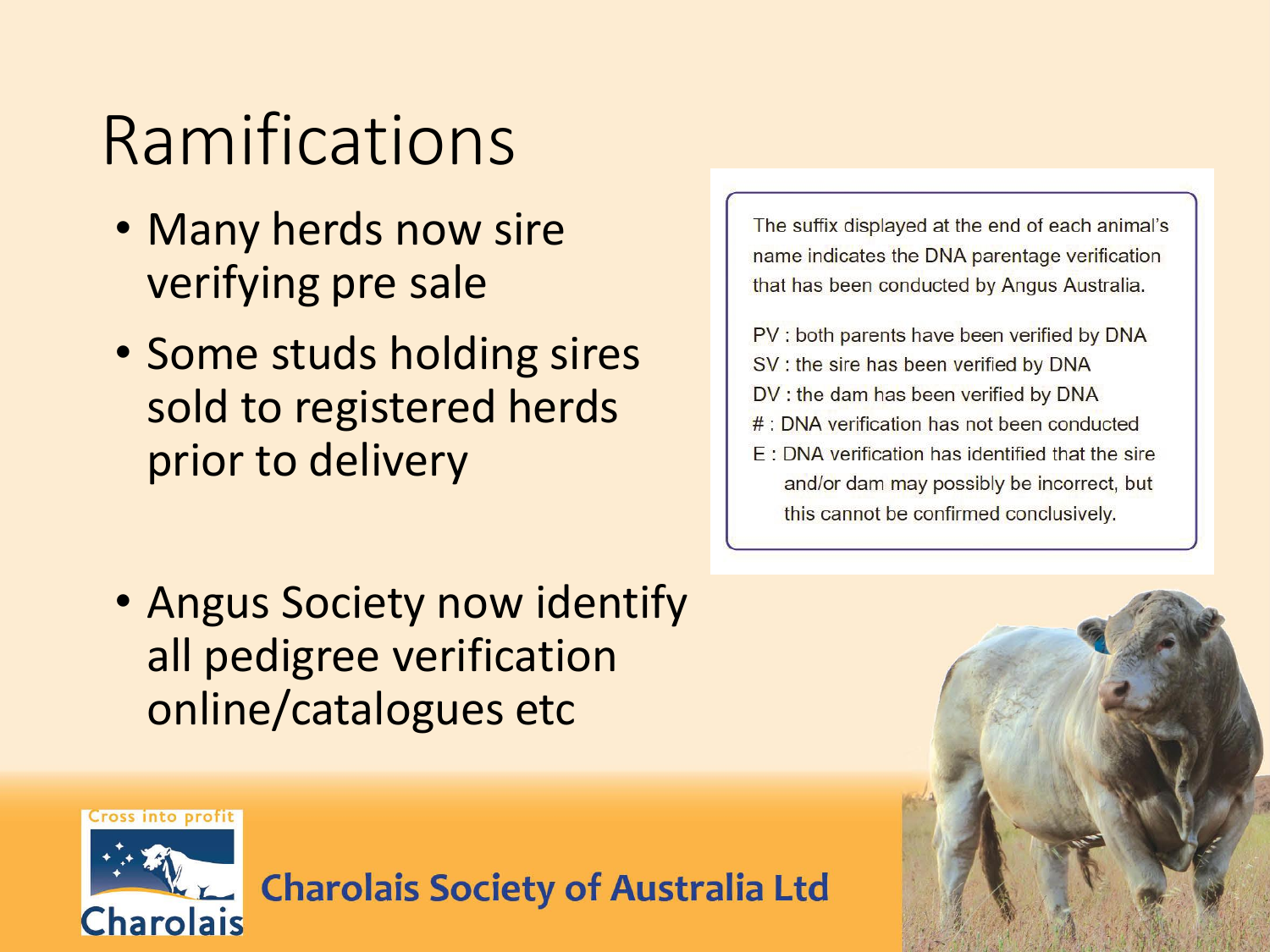# Ramifications

- Many herds now sire verifying pre sale
- Some studs holding sires sold to registered herds prior to delivery
- Angus Society now identify all pedigree verification online/catalogues etc

The suffix displayed at the end of each animal's name indicates the DNA parentage verification that has been conducted by Angus Australia.

PV : both parents have been verified by DNA
SV : the sire has been verified by DNA
DV : the dam has been verified by DNA
# : DNA verification has not been conducted
E : DNA verification has identified that the sire and/or dam may possibly be incorrect, but this cannot be confirmed conclusively.

Cross into profit

Charolais

**Charolais Society of Australia Ltd**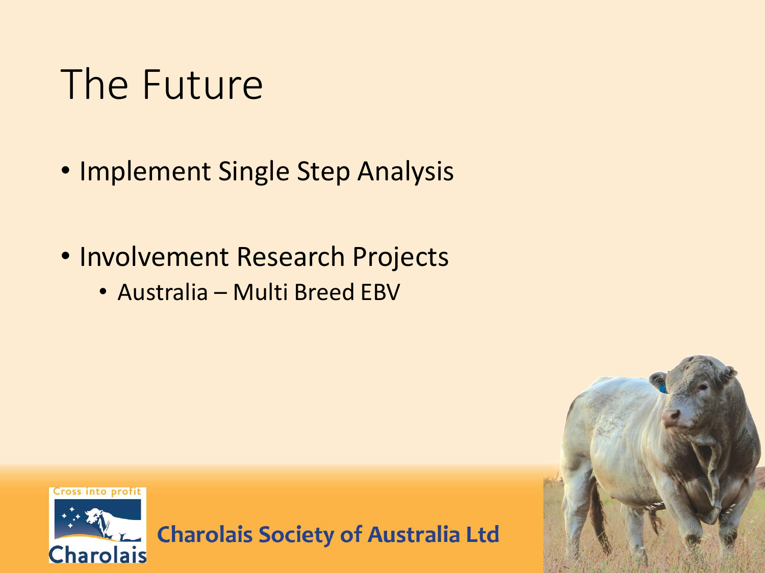# The Future

- Implement Single Step Analysis
- Involvement Research Projects
  - Australia – Multi Breed EBV

Charolais Society of Australia Ltd